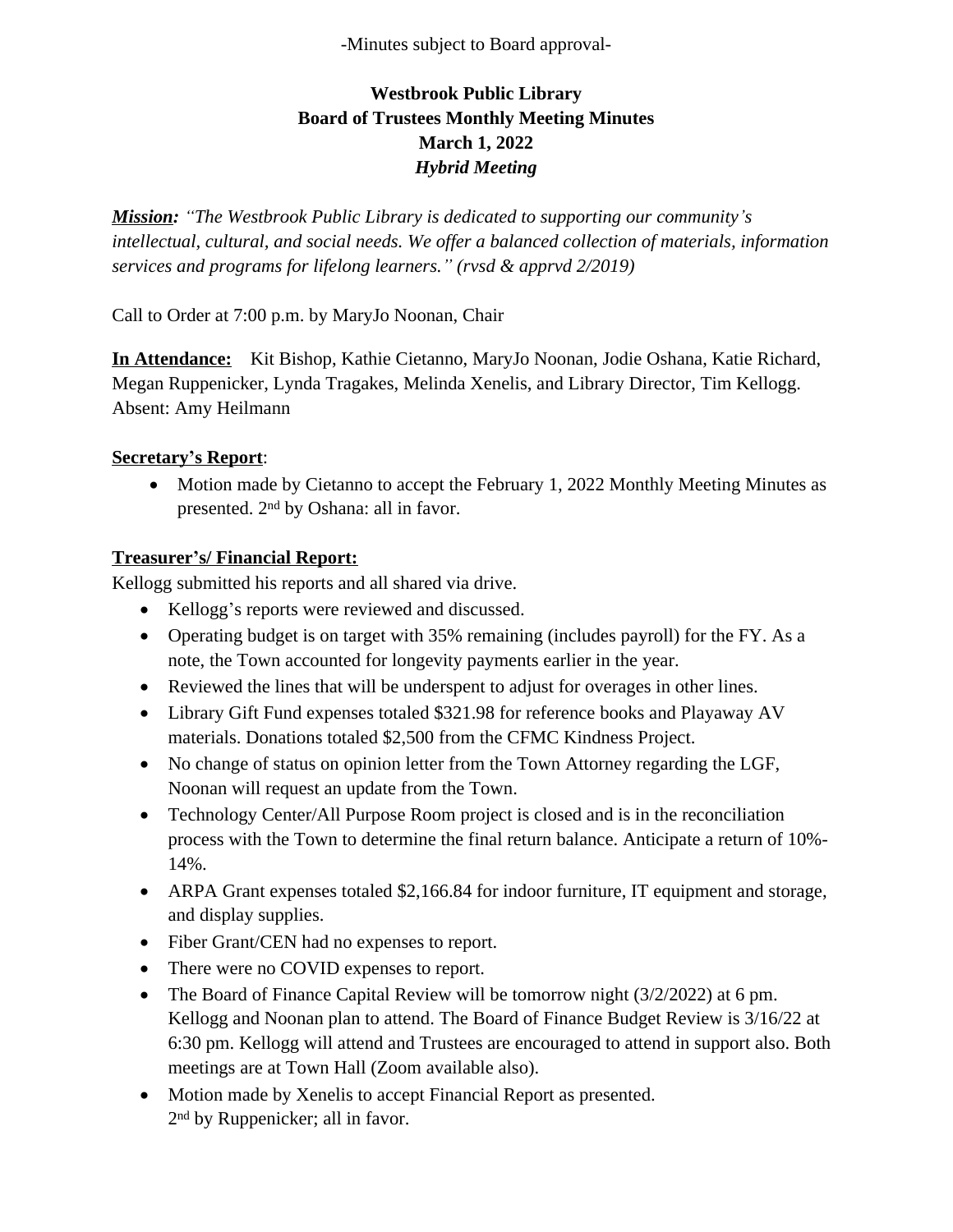-Minutes subject to Board approval-

# Westbrook Public Library
## Board of Trustees Monthly Meeting Minutes
## March 1, 2022
## *Hybrid Meeting*

***Mission:*** *"The Westbrook Public Library is dedicated to supporting our community's intellectual, cultural, and social needs. We offer a balanced collection of materials, information services and programs for lifelong learners." (rvsd & apprvd 2/2019)*

Call to Order at 7:00 p.m. by MaryJo Noonan, Chair

**In Attendance:** Kit Bishop, Kathie Cietanno, MaryJo Noonan, Jodie Oshana, Katie Richard, Megan Ruppenicker, Lynda Tragakes, Melinda Xenelis, and Library Director, Tim Kellogg. Absent: Amy Heilmann

**Secretary's Report**:

- Motion made by Cietanno to accept the February 1, 2022 Monthly Meeting Minutes as presented. 2nd by Oshana: all in favor.

**Treasurer's/ Financial Report:**

Kellogg submitted his reports and all shared via drive.

- Kellogg's reports were reviewed and discussed.
- Operating budget is on target with 35% remaining (includes payroll) for the FY. As a note, the Town accounted for longevity payments earlier in the year.
- Reviewed the lines that will be underspent to adjust for overages in other lines.
- Library Gift Fund expenses totaled $321.98 for reference books and Playaway AV materials. Donations totaled $2,500 from the CFMC Kindness Project.
- No change of status on opinion letter from the Town Attorney regarding the LGF, Noonan will request an update from the Town.
- Technology Center/All Purpose Room project is closed and is in the reconciliation process with the Town to determine the final return balance. Anticipate a return of 10%-14%.
- ARPA Grant expenses totaled $2,166.84 for indoor furniture, IT equipment and storage, and display supplies.
- Fiber Grant/CEN had no expenses to report.
- There were no COVID expenses to report.
- The Board of Finance Capital Review will be tomorrow night (3/2/2022) at 6 pm. Kellogg and Noonan plan to attend. The Board of Finance Budget Review is 3/16/22 at 6:30 pm. Kellogg will attend and Trustees are encouraged to attend in support also. Both meetings are at Town Hall (Zoom available also).
- Motion made by Xenelis to accept Financial Report as presented. 2nd by Ruppenicker; all in favor.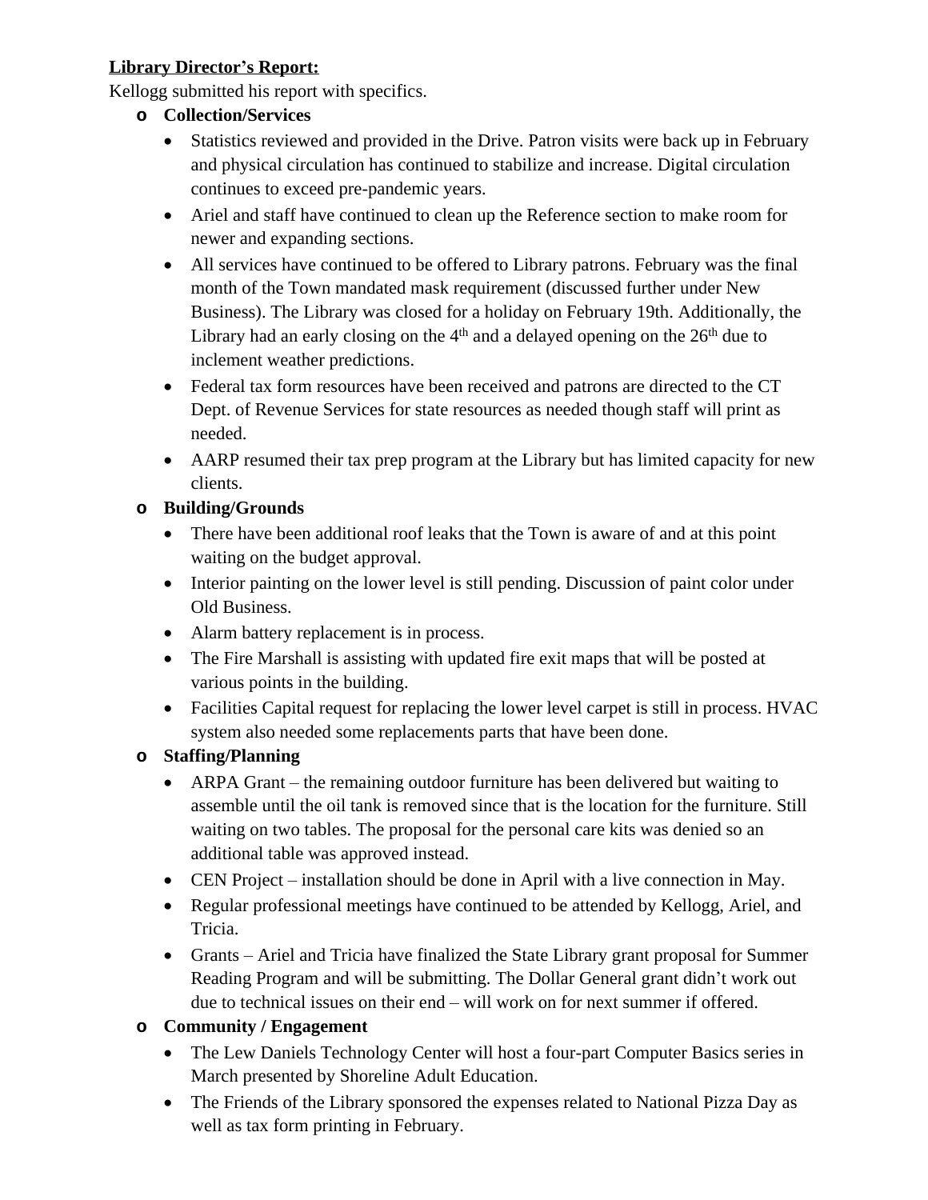**Library Director's Report:**

Kellogg submitted his report with specifics.

- **Collection/Services**
  - Statistics reviewed and provided in the Drive. Patron visits were back up in February and physical circulation has continued to stabilize and increase. Digital circulation continues to exceed pre-pandemic years.
  - Ariel and staff have continued to clean up the Reference section to make room for newer and expanding sections.
  - All services have continued to be offered to Library patrons. February was the final month of the Town mandated mask requirement (discussed further under New Business). The Library was closed for a holiday on February 19th. Additionally, the Library had an early closing on the 4th and a delayed opening on the 26th due to inclement weather predictions.
  - Federal tax form resources have been received and patrons are directed to the CT Dept. of Revenue Services for state resources as needed though staff will print as needed.
  - AARP resumed their tax prep program at the Library but has limited capacity for new clients.
- **Building/Grounds**
  - There have been additional roof leaks that the Town is aware of and at this point waiting on the budget approval.
  - Interior painting on the lower level is still pending. Discussion of paint color under Old Business.
  - Alarm battery replacement is in process.
  - The Fire Marshall is assisting with updated fire exit maps that will be posted at various points in the building.
  - Facilities Capital request for replacing the lower level carpet is still in process. HVAC system also needed some replacements parts that have been done.
- **Staffing/Planning**
  - ARPA Grant – the remaining outdoor furniture has been delivered but waiting to assemble until the oil tank is removed since that is the location for the furniture. Still waiting on two tables. The proposal for the personal care kits was denied so an additional table was approved instead.
  - CEN Project – installation should be done in April with a live connection in May.
  - Regular professional meetings have continued to be attended by Kellogg, Ariel, and Tricia.
  - Grants – Ariel and Tricia have finalized the State Library grant proposal for Summer Reading Program and will be submitting. The Dollar General grant didn't work out due to technical issues on their end – will work on for next summer if offered.
- **Community / Engagement**
  - The Lew Daniels Technology Center will host a four-part Computer Basics series in March presented by Shoreline Adult Education.
  - The Friends of the Library sponsored the expenses related to National Pizza Day as well as tax form printing in February.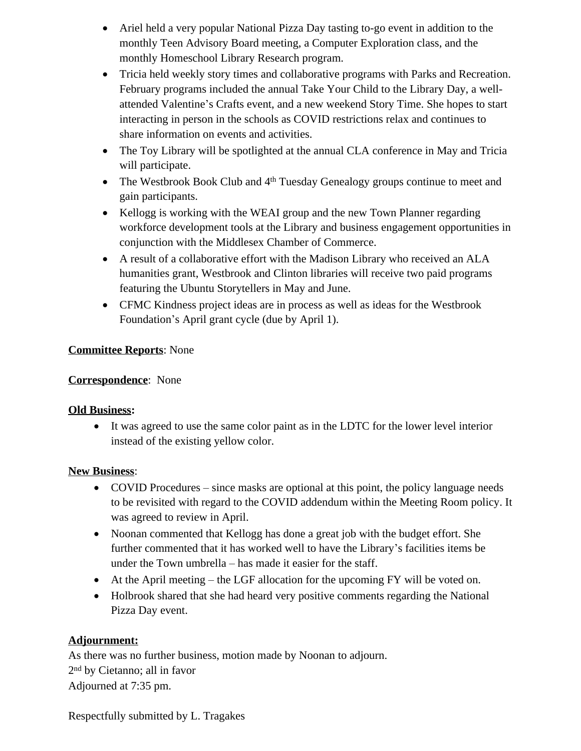- Ariel held a very popular National Pizza Day tasting to-go event in addition to the monthly Teen Advisory Board meeting, a Computer Exploration class, and the monthly Homeschool Library Research program.
- Tricia held weekly story times and collaborative programs with Parks and Recreation. February programs included the annual Take Your Child to the Library Day, a well-attended Valentine's Crafts event, and a new weekend Story Time. She hopes to start interacting in person in the schools as COVID restrictions relax and continues to share information on events and activities.
- The Toy Library will be spotlighted at the annual CLA conference in May and Tricia will participate.
- The Westbrook Book Club and 4th Tuesday Genealogy groups continue to meet and gain participants.
- Kellogg is working with the WEAI group and the new Town Planner regarding workforce development tools at the Library and business engagement opportunities in conjunction with the Middlesex Chamber of Commerce.
- A result of a collaborative effort with the Madison Library who received an ALA humanities grant, Westbrook and Clinton libraries will receive two paid programs featuring the Ubuntu Storytellers in May and June.
- CFMC Kindness project ideas are in process as well as ideas for the Westbrook Foundation's April grant cycle (due by April 1).

**Committee Reports**: None

**Correspondence**: None

**Old Business:**

- It was agreed to use the same color paint as in the LDTC for the lower level interior instead of the existing yellow color.

**New Business**:

- COVID Procedures – since masks are optional at this point, the policy language needs to be revisited with regard to the COVID addendum within the Meeting Room policy. It was agreed to review in April.
- Noonan commented that Kellogg has done a great job with the budget effort. She further commented that it has worked well to have the Library's facilities items be under the Town umbrella – has made it easier for the staff.
- At the April meeting – the LGF allocation for the upcoming FY will be voted on.
- Holbrook shared that she had heard very positive comments regarding the National Pizza Day event.

**Adjournment:**

As there was no further business, motion made by Noonan to adjourn.
2nd by Cietanno; all in favor
Adjourned at 7:35 pm.

Respectfully submitted by L. Tragakes